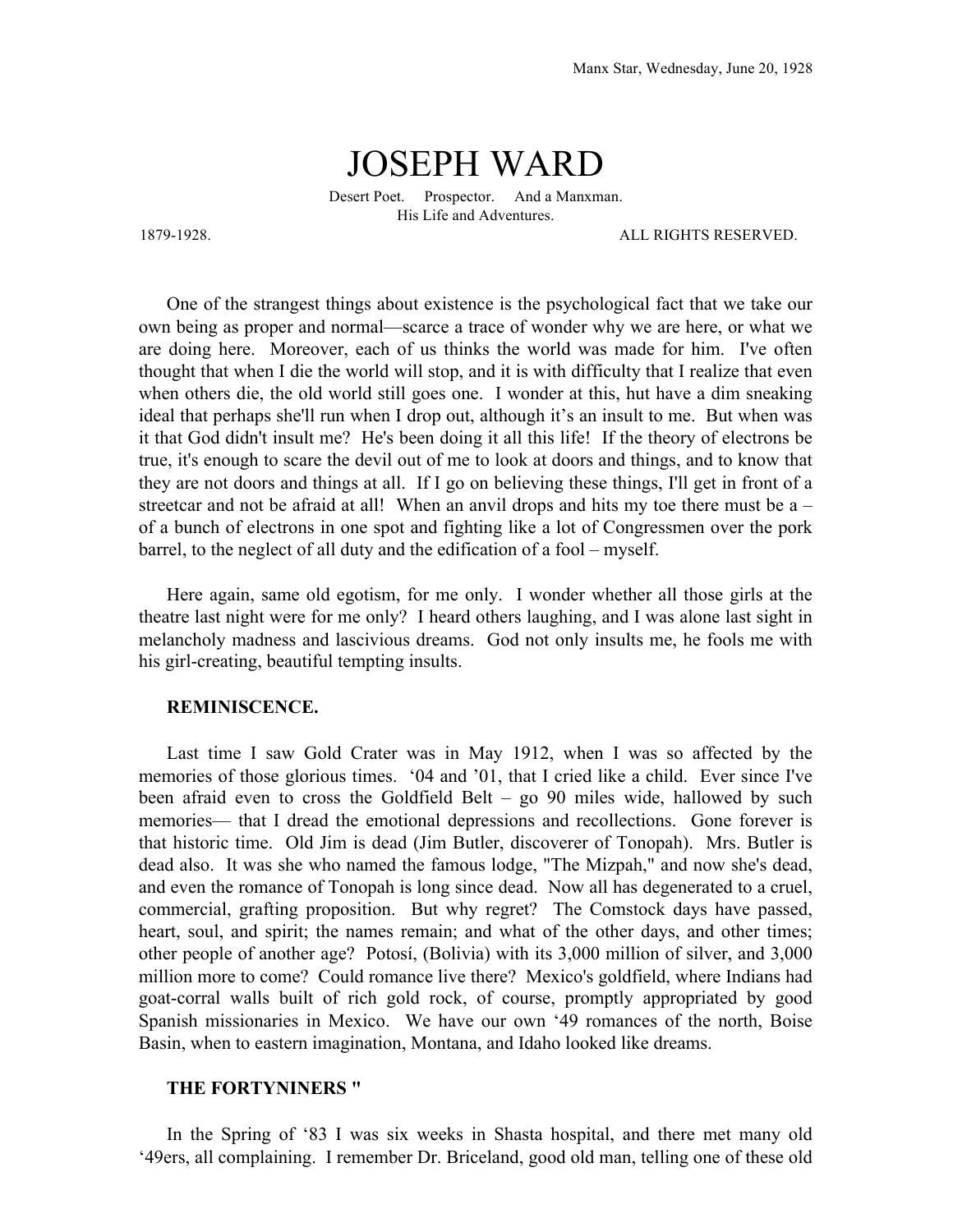Manx Star, Wednesday, June 20, 1928

# JOSEPH WARD

Desert Poet. Prospector. And a Manxman.
His Life and Adventures.

1879-1928. ALL RIGHTS RESERVED.

One of the strangest things about existence is the psychological fact that we take our own being as proper and normal—scarce a trace of wonder why we are here, or what we are doing here. Moreover, each of us thinks the world was made for him. I've often thought that when I die the world will stop, and it is with difficulty that I realize that even when others die, the old world still goes one. I wonder at this, hut have a dim sneaking ideal that perhaps she'll run when I drop out, although it's an insult to me. But when was it that God didn't insult me? He's been doing it all this life! If the theory of electrons be true, it's enough to scare the devil out of me to look at doors and things, and to know that they are not doors and things at all. If I go on believing these things, I'll get in front of a streetcar and not be afraid at all! When an anvil drops and hits my toe there must be a – of a bunch of electrons in one spot and fighting like a lot of Congressmen over the pork barrel, to the neglect of all duty and the edification of a fool – myself.

Here again, same old egotism, for me only. I wonder whether all those girls at the theatre last night were for me only? I heard others laughing, and I was alone last sight in melancholy madness and lascivious dreams. God not only insults me, he fools me with his girl-creating, beautiful tempting insults.

**REMINISCENCE.**

Last time I saw Gold Crater was in May 1912, when I was so affected by the memories of those glorious times. '04 and '01, that I cried like a child. Ever since I've been afraid even to cross the Goldfield Belt – go 90 miles wide, hallowed by such memories— that I dread the emotional depressions and recollections. Gone forever is that historic time. Old Jim is dead (Jim Butler, discoverer of Tonopah). Mrs. Butler is dead also. It was she who named the famous lodge, "The Mizpah," and now she's dead, and even the romance of Tonopah is long since dead. Now all has degenerated to a cruel, commercial, grafting proposition. But why regret? The Comstock days have passed, heart, soul, and spirit; the names remain; and what of the other days, and other times; other people of another age? Potosí, (Bolivia) with its 3,000 million of silver, and 3,000 million more to come? Could romance live there? Mexico's goldfield, where Indians had goat-corral walls built of rich gold rock, of course, promptly appropriated by good Spanish missionaries in Mexico. We have our own '49 romances of the north, Boise Basin, when to eastern imagination, Montana, and Idaho looked like dreams.

**THE FORTYNINERS "**

In the Spring of '83 I was six weeks in Shasta hospital, and there met many old '49ers, all complaining. I remember Dr. Briceland, good old man, telling one of these old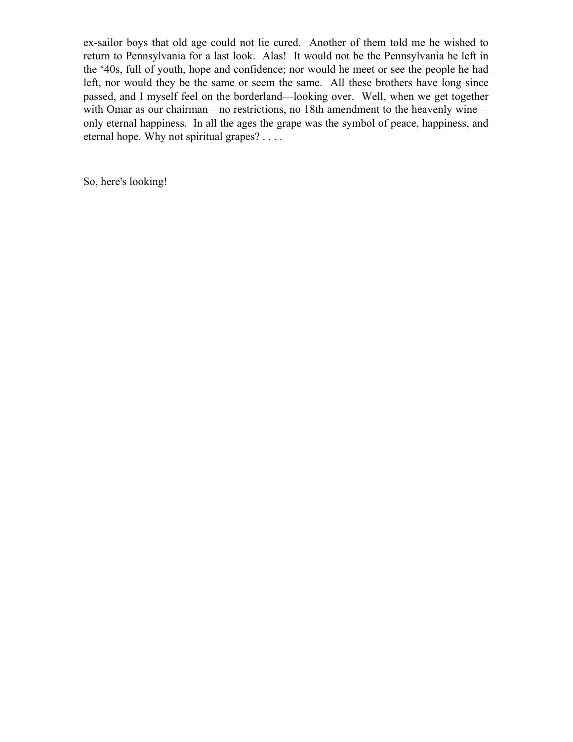ex-sailor boys that old age could not lie cured. Another of them told me he wished to return to Pennsylvania for a last look. Alas! It would not be the Pennsylvania he left in the '40s, full of youth, hope and confidence; nor would he meet or see the people he had left, nor would they be the same or seem the same. All these brothers have long since passed, and I myself feel on the borderland—looking over. Well, when we get together with Omar as our chairman—no restrictions, no 18th amendment to the heavenly wine—only eternal happiness. In all the ages the grape was the symbol of peace, happiness, and eternal hope. Why not spiritual grapes? . . . .

So, here's looking!